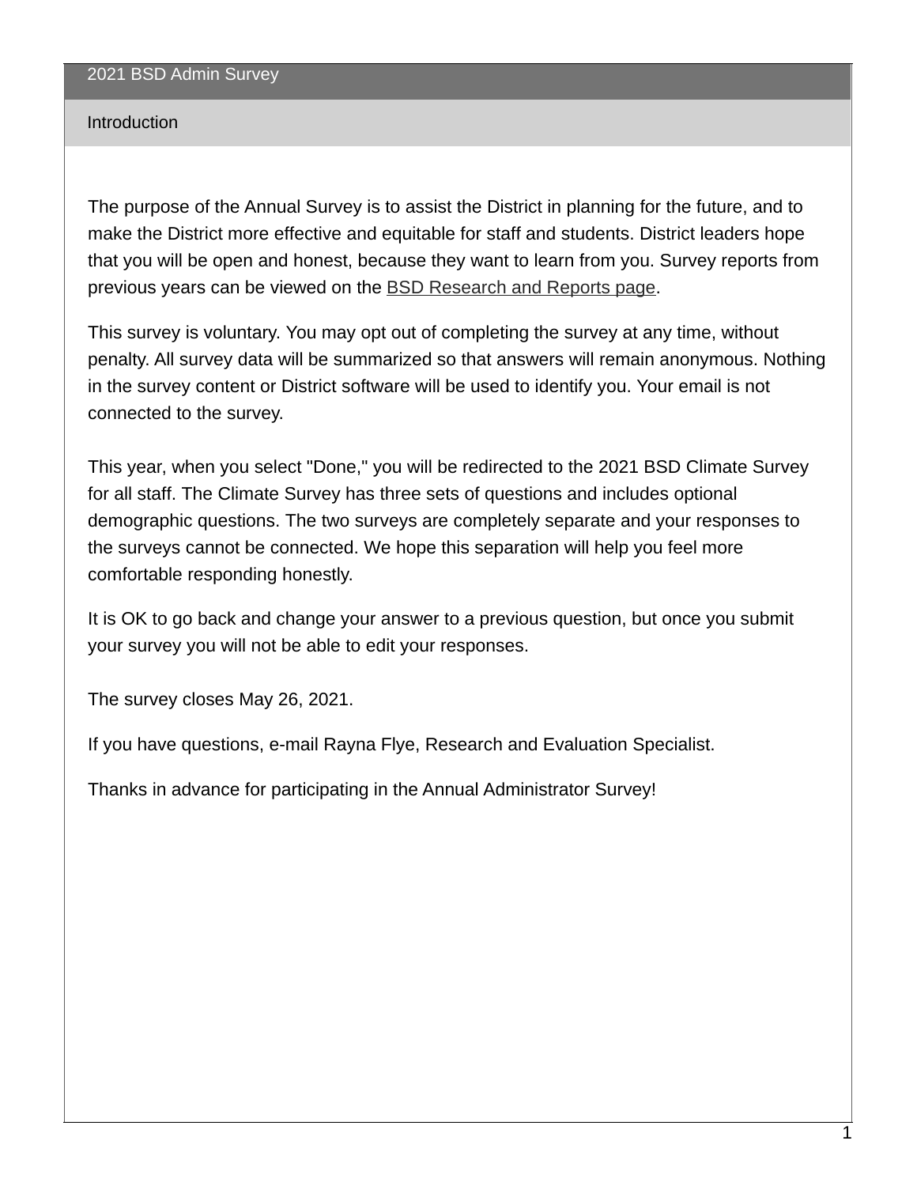# 2021 BSD Admin Survey

## Introduction

The purpose of the Annual Survey is to assist the District in planning for the future, and to make the District more effective and equitable for staff and students. District leaders hope that you will be open and honest, because they want to learn from you. Survey reports from previous years can be viewed on the BSD Research and Reports page.

This survey is voluntary. You may opt out of completing the survey at any time, without penalty. All survey data will be summarized so that answers will remain anonymous. Nothing in the survey content or District software will be used to identify you. Your email is not connected to the survey.

This year, when you select "Done," you will be redirected to the 2021 BSD Climate Survey for all staff. The Climate Survey has three sets of questions and includes optional demographic questions. The two surveys are completely separate and your responses to the surveys cannot be connected. We hope this separation will help you feel more comfortable responding honestly.

It is OK to go back and change your answer to a previous question, but once you submit your survey you will not be able to edit your responses.

The survey closes May 26, 2021.

If you have questions, e-mail Rayna Flye, Research and Evaluation Specialist.

Thanks in advance for participating in the Annual Administrator Survey!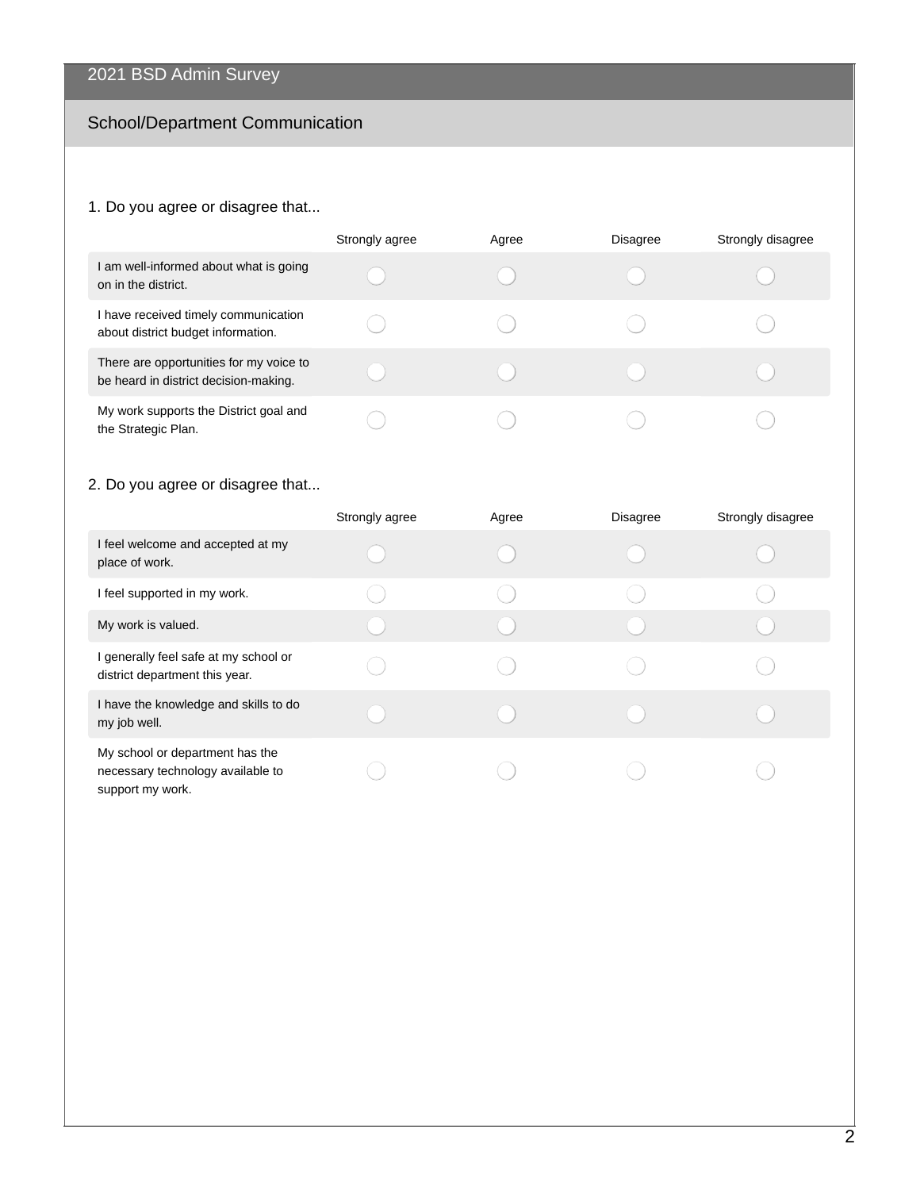# 2021 BSD Admin Survey

## School/Department Communication

1. Do you agree or disagree that...

| | Strongly agree | Agree | Disagree | Strongly disagree |
|---|---|---|---|---|
| I am well-informed about what is going on in the district. | ◯ | ◯ | ◯ | ◯ |
| I have received timely communication about district budget information. | ◯ | ◯ | ◯ | ◯ |
| There are opportunities for my voice to be heard in district decision-making. | ◯ | ◯ | ◯ | ◯ |
| My work supports the District goal and the Strategic Plan. | ◯ | ◯ | ◯ | ◯ |

2. Do you agree or disagree that...

| | Strongly agree | Agree | Disagree | Strongly disagree |
|---|---|---|---|---|
| I feel welcome and accepted at my place of work. | ◯ | ◯ | ◯ | ◯ |
| I feel supported in my work. | ◯ | ◯ | ◯ | ◯ |
| My work is valued. | ◯ | ◯ | ◯ | ◯ |
| I generally feel safe at my school or district department this year. | ◯ | ◯ | ◯ | ◯ |
| I have the knowledge and skills to do my job well. | ◯ | ◯ | ◯ | ◯ |
| My school or department has the necessary technology available to support my work. | ◯ | ◯ | ◯ | ◯ |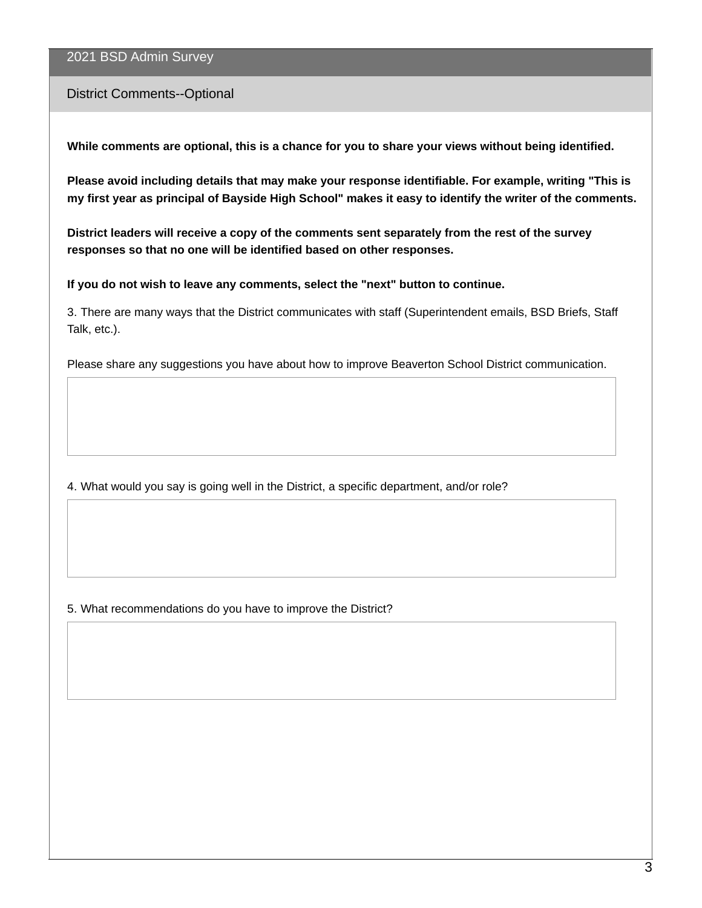## 2021 BSD Admin Survey

### District Comments--Optional

**While comments are optional, this is a chance for you to share your views without being identified.**

**Please avoid including details that may make your response identifiable. For example, writing "This is my first year as principal of Bayside High School" makes it easy to identify the writer of the comments.**

**District leaders will receive a copy of the comments sent separately from the rest of the survey responses so that no one will be identified based on other responses.**

**If you do not wish to leave any comments, select the "next" button to continue.**

3. There are many ways that the District communicates with staff (Superintendent emails, BSD Briefs, Staff Talk, etc.).

Please share any suggestions you have about how to improve Beaverton School District communication.

4. What would you say is going well in the District, a specific department, and/or role?

5. What recommendations do you have to improve the District?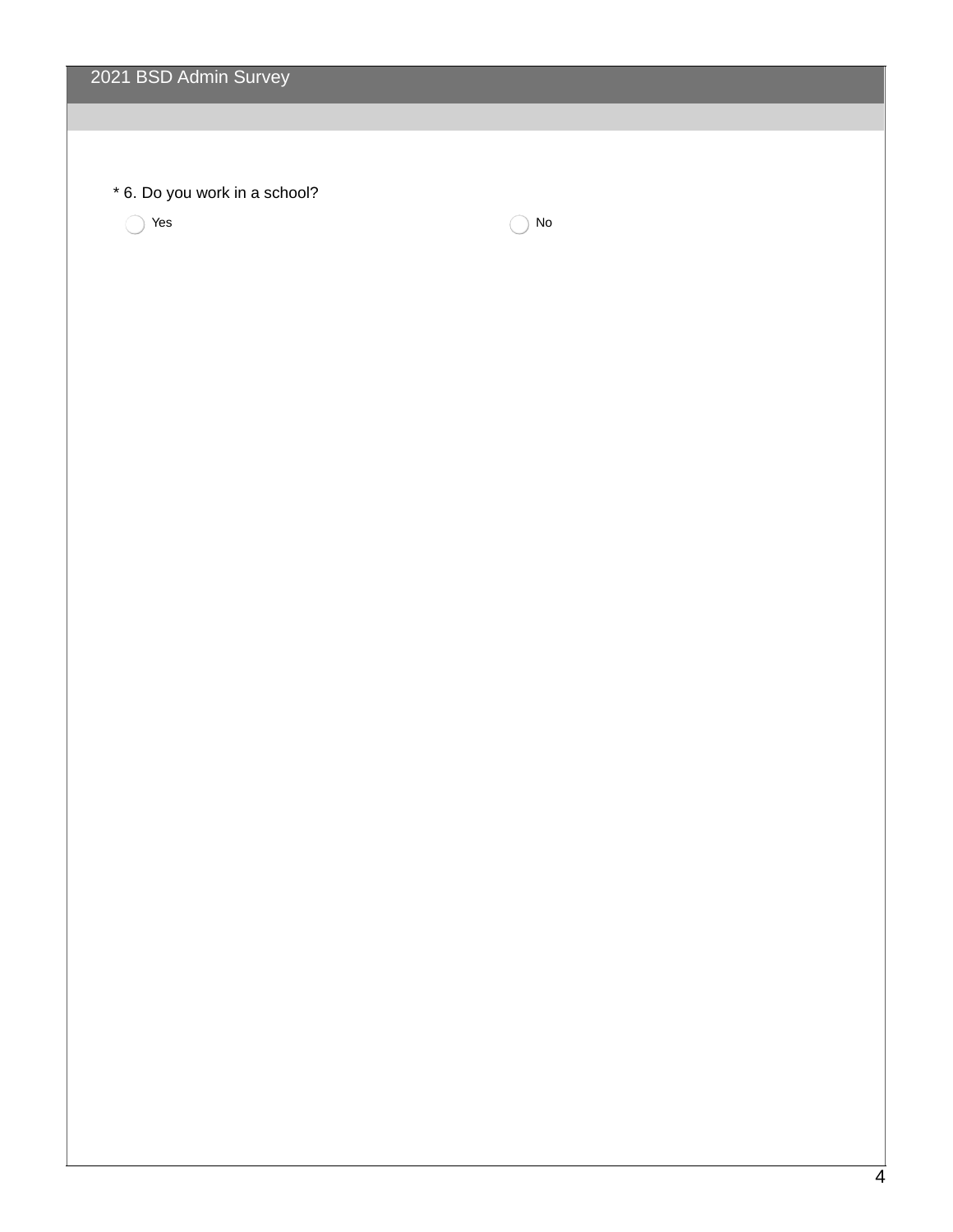* 6. Do you work in a school?

- ◯ Yes
- ◯ No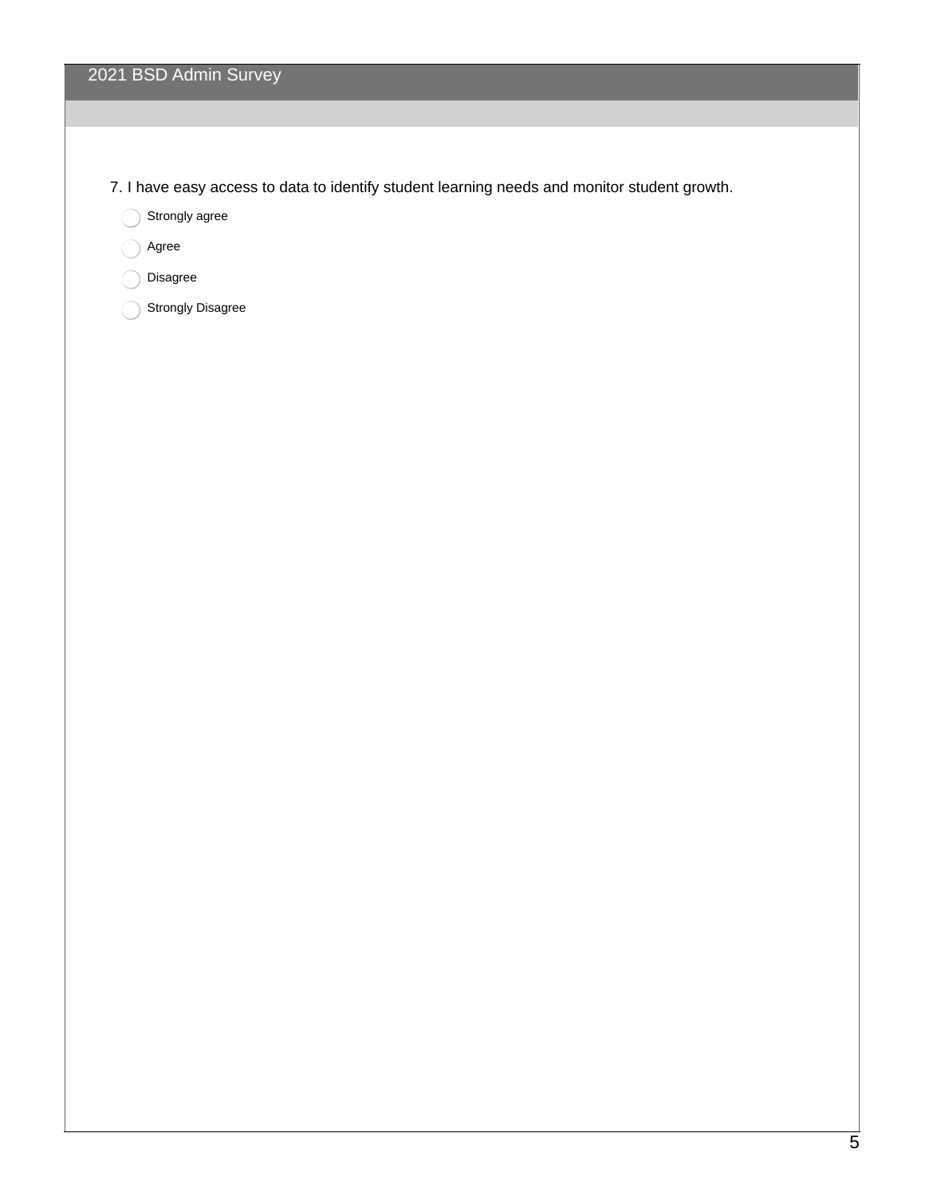7. I have easy access to data to identify student learning needs and monitor student growth.

- Strongly agree
- Agree
- Disagree
- Strongly Disagree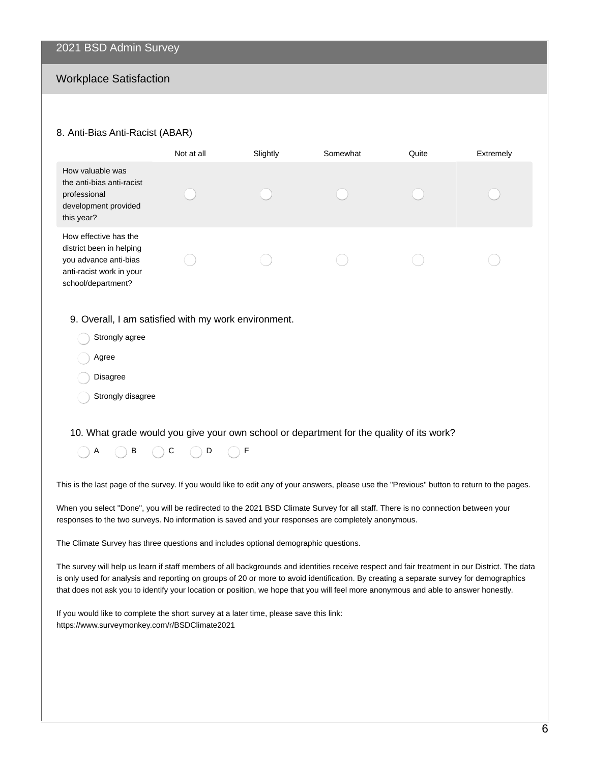# 2021 BSD Admin Survey

## Workplace Satisfaction

### 8. Anti-Bias Anti-Racist (ABAR)

| | Not at all | Slightly | Somewhat | Quite | Extremely |
|---|---|---|---|---|---|
| How valuable was the anti-bias anti-racist professional development provided this year? | ◯ | ◯ | ◯ | ◯ | ◯ |
| How effective has the district been in helping you advance anti-bias anti-racist work in your school/department? | ◯ | ◯ | ◯ | ◯ | ◯ |

### 9. Overall, I am satisfied with my work environment.

- ◯ Strongly agree
- ◯ Agree
- ◯ Disagree
- ◯ Strongly disagree

### 10. What grade would you give your own school or department for the quality of its work?

◯ A ◯ B ◯ C ◯ D ◯ F

This is the last page of the survey. If you would like to edit any of your answers, please use the "Previous" button to return to the pages.

When you select "Done", you will be redirected to the 2021 BSD Climate Survey for all staff. There is no connection between your responses to the two surveys. No information is saved and your responses are completely anonymous.

The Climate Survey has three questions and includes optional demographic questions.

The survey will help us learn if staff members of all backgrounds and identities receive respect and fair treatment in our District. The data is only used for analysis and reporting on groups of 20 or more to avoid identification. By creating a separate survey for demographics that does not ask you to identify your location or position, we hope that you will feel more anonymous and able to answer honestly.

If you would like to complete the short survey at a later time, please save this link:
https://www.surveymonkey.com/r/BSDClimate2021